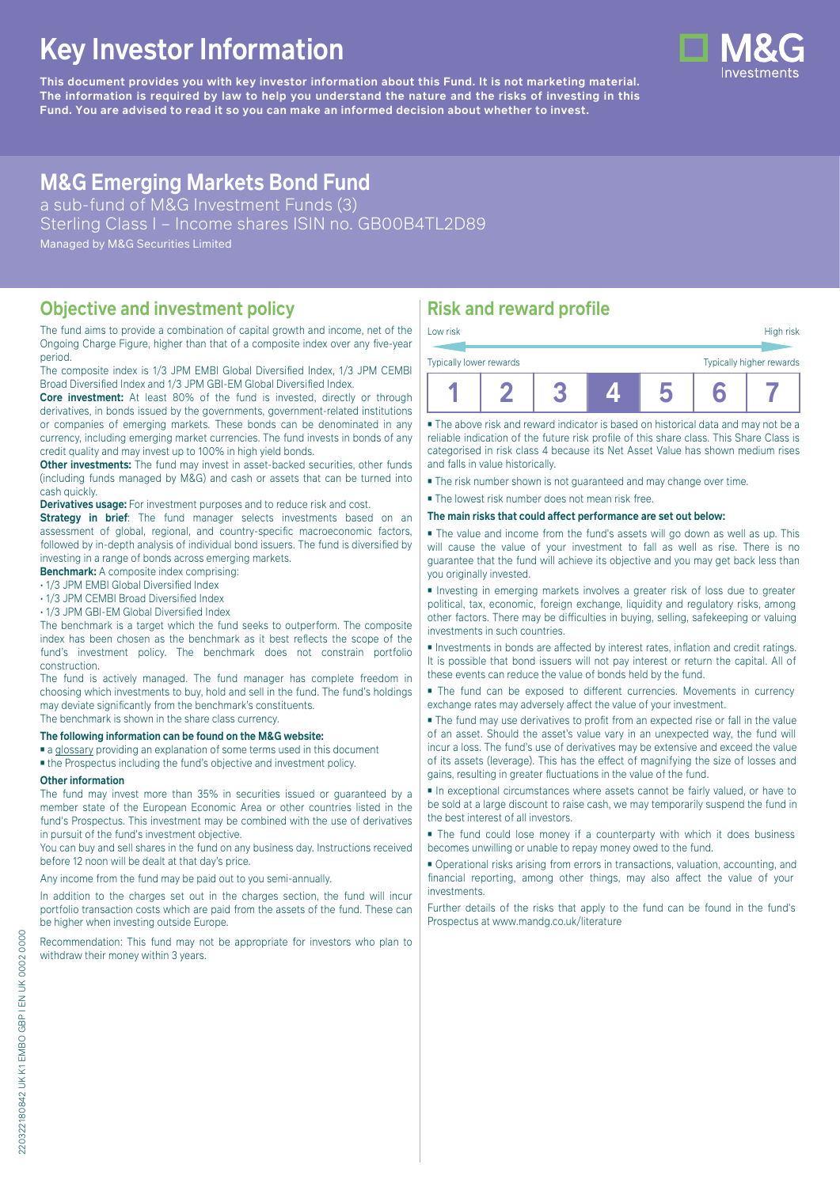# Key Investor Information

**This document provides you with key investor information about this Fund. It is not marketing material. The information is required by law to help you understand the nature and the risks of investing in this Fund. You are advised to read it so you can make an informed decision about whether to invest.**

## M&G Emerging Markets Bond Fund

a sub-fund of M&G Investment Funds (3)
Sterling Class I – Income shares ISIN no. GB00B4TL2D89
Managed by M&G Securities Limited

## Objective and investment policy

The fund aims to provide a combination of capital growth and income, net of the Ongoing Charge Figure, higher than that of a composite index over any five-year period.

The composite index is 1/3 JPM EMBI Global Diversified Index, 1/3 JPM CEMBI Broad Diversified Index and 1/3 JPM GBI-EM Global Diversified Index.

**Core investment:** At least 80% of the fund is invested, directly or through derivatives, in bonds issued by the governments, government-related institutions or companies of emerging markets. These bonds can be denominated in any currency, including emerging market currencies. The fund invests in bonds of any credit quality and may invest up to 100% in high yield bonds.

**Other investments:** The fund may invest in asset-backed securities, other funds (including funds managed by M&G) and cash or assets that can be turned into cash quickly.

**Derivatives usage:** For investment purposes and to reduce risk and cost.

**Strategy in brief**: The fund manager selects investments based on an assessment of global, regional, and country-specific macroeconomic factors, followed by in-depth analysis of individual bond issuers. The fund is diversified by investing in a range of bonds across emerging markets.

**Benchmark:** A composite index comprising:

- 1/3 JPM EMBI Global Diversified Index
- 1/3 JPM CEMBI Broad Diversified Index
- 1/3 JPM GBI-EM Global Diversified Index

The benchmark is a target which the fund seeks to outperform. The composite index has been chosen as the benchmark as it best reflects the scope of the fund's investment policy. The benchmark does not constrain portfolio construction.

The fund is actively managed. The fund manager has complete freedom in choosing which investments to buy, hold and sell in the fund. The fund's holdings may deviate significantly from the benchmark's constituents.

The benchmark is shown in the share class currency.

**The following information can be found on the M&G website:**

- a glossary providing an explanation of some terms used in this document
- the Prospectus including the fund's objective and investment policy.

**Other information**

The fund may invest more than 35% in securities issued or guaranteed by a member state of the European Economic Area or other countries listed in the fund's Prospectus. This investment may be combined with the use of derivatives in pursuit of the fund's investment objective.

You can buy and sell shares in the fund on any business day. Instructions received before 12 noon will be dealt at that day's price.

Any income from the fund may be paid out to you semi-annually.

In addition to the charges set out in the charges section, the fund will incur portfolio transaction costs which are paid from the assets of the fund. These can be higher when investing outside Europe.

Recommendation: This fund may not be appropriate for investors who plan to withdraw their money within 3 years.

## Risk and reward profile

Low risk — High risk

Typically lower rewards — Typically higher rewards

| 1 | 2 | 3 | **4** | 5 | 6 | 7 |
|---|---|---|---|---|---|---|

- The above risk and reward indicator is based on historical data and may not be a reliable indication of the future risk profile of this share class. This Share Class is categorised in risk class 4 because its Net Asset Value has shown medium rises and falls in value historically.
- The risk number shown is not guaranteed and may change over time.
- The lowest risk number does not mean risk free.

**The main risks that could affect performance are set out below:**

- The value and income from the fund's assets will go down as well as up. This will cause the value of your investment to fall as well as rise. There is no guarantee that the fund will achieve its objective and you may get back less than you originally invested.
- Investing in emerging markets involves a greater risk of loss due to greater political, tax, economic, foreign exchange, liquidity and regulatory risks, among other factors. There may be difficulties in buying, selling, safekeeping or valuing investments in such countries.
- Investments in bonds are affected by interest rates, inflation and credit ratings. It is possible that bond issuers will not pay interest or return the capital. All of these events can reduce the value of bonds held by the fund.
- The fund can be exposed to different currencies. Movements in currency exchange rates may adversely affect the value of your investment.
- The fund may use derivatives to profit from an expected rise or fall in the value of an asset. Should the asset's value vary in an unexpected way, the fund will incur a loss. The fund's use of derivatives may be extensive and exceed the value of its assets (leverage). This has the effect of magnifying the size of losses and gains, resulting in greater fluctuations in the value of the fund.
- In exceptional circumstances where assets cannot be fairly valued, or have to be sold at a large discount to raise cash, we may temporarily suspend the fund in the best interest of all investors.
- The fund could lose money if a counterparty with which it does business becomes unwilling or unable to repay money owed to the fund.
- Operational risks arising from errors in transactions, valuation, accounting, and financial reporting, among other things, may also affect the value of your investments.

Further details of the risks that apply to the fund can be found in the fund's Prospectus at www.mandg.co.uk/literature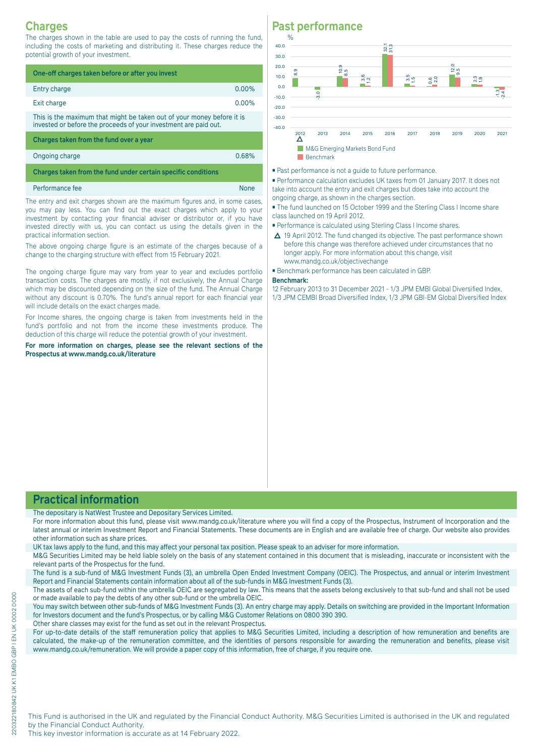## Charges

The charges shown in the table are used to pay the costs of running the fund, including the costs of marketing and distributing it. These charges reduce the potential growth of your investment.

| One-off charges taken before or after you invest | |
|---|---|
| Entry charge | 0.00% |
| Exit charge | 0.00% |
| This is the maximum that might be taken out of your money before it is invested or before the proceeds of your investment are paid out. | |
| **Charges taken from the fund over a year** | |
| Ongoing charge | 0.68% |
| **Charges taken from the fund under certain specific conditions** | |
| Performance fee | None |

The entry and exit charges shown are the maximum figures and, in some cases, you may pay less. You can find out the exact charges which apply to your investment by contacting your financial adviser or distributor or, if you have invested directly with us, you can contact us using the details given in the practical information section.

The above ongoing charge figure is an estimate of the charges because of a change to the charging structure with effect from 15 February 2021.

The ongoing charge figure may vary from year to year and excludes portfolio transaction costs. The charges are mostly, if not exclusively, the Annual Charge which may be discounted depending on the size of the fund. The Annual Charge without any discount is 0.70%. The fund's annual report for each financial year will include details on the exact charges made.

For Income shares, the ongoing charge is taken from investments held in the fund's portfolio and not from the income these investments produce. The deduction of this charge will reduce the potential growth of your investment.

**For more information on charges, please see the relevant sections of the Prospectus at www.mandg.co.uk/literature**

## Past performance

%

40.0
30.0
20.0
10.0
0.0
-10.0
-20.0
-30.0
-40.0

8.9
-3.0
10.9 8.5
3.6 1.2
32.1 31.3
3.5 1.5
0.6 2.0
12.0 9.5
2.3 1.9
-1.3 -2.4

2012 2013 2014 2015 2016 2017 2018 2019 2020 2021

M&G Emerging Markets Bond Fund
Benchmark

- Past performance is not a guide to future performance.
- Performance calculation excludes UK taxes from 01 January 2017. It does not take into account the entry and exit charges but does take into account the ongoing charge, as shown in the charges section.
- The fund launched on 15 October 1999 and the Sterling Class I Income share class launched on 19 April 2012.
- Performance is calculated using Sterling Class I Income shares.
- △ 19 April 2012. The fund changed its objective. The past performance shown before this change was therefore achieved under circumstances that no longer apply. For more information about this change, visit www.mandg.co.uk/objectivechange
- Benchmark performance has been calculated in GBP.

**Benchmark:**

12 February 2013 to 31 December 2021 - 1/3 JPM EMBI Global Diversified Index, 1/3 JPM CEMBI Broad Diversified Index, 1/3 JPM GBI-EM Global Diversified Index

## Practical information

The depositary is NatWest Trustee and Depositary Services Limited.

For more information about this fund, please visit www.mandg.co.uk/literature where you will find a copy of the Prospectus, Instrument of Incorporation and the latest annual or interim Investment Report and Financial Statements. These documents are in English and are available free of charge. Our website also provides other information such as share prices.

UK tax laws apply to the fund, and this may affect your personal tax position. Please speak to an adviser for more information.

M&G Securities Limited may be held liable solely on the basis of any statement contained in this document that is misleading, inaccurate or inconsistent with the relevant parts of the Prospectus for the fund.

The fund is a sub-fund of M&G Investment Funds (3), an umbrella Open Ended Investment Company (OEIC). The Prospectus, and annual or interim Investment Report and Financial Statements contain information about all of the sub-funds in M&G Investment Funds (3).

The assets of each sub-fund within the umbrella OEIC are segregated by law. This means that the assets belong exclusively to that sub-fund and shall not be used or made available to pay the debts of any other sub-fund or the umbrella OEIC.

You may switch between other sub-funds of M&G Investment Funds (3). An entry charge may apply. Details on switching are provided in the Important Information for Investors document and the fund's Prospectus, or by calling M&G Customer Relations on 0800 390 390.

Other share classes may exist for the fund as set out in the relevant Prospectus.

For up-to-date details of the staff remuneration policy that applies to M&G Securities Limited, including a description of how remuneration and benefits are calculated, the make-up of the remuneration committee, and the identities of persons responsible for awarding the remuneration and benefits, please visit www.mandg.co.uk/remuneration. We will provide a paper copy of this information, free of charge, if you require one.

This Fund is authorised in the UK and regulated by the Financial Conduct Authority. M&G Securities Limited is authorised in the UK and regulated by the Financial Conduct Authority.

This key investor information is accurate as at 14 February 2022.

220322180842 UK K1 EMBO GBP I EN UK 0002 0000